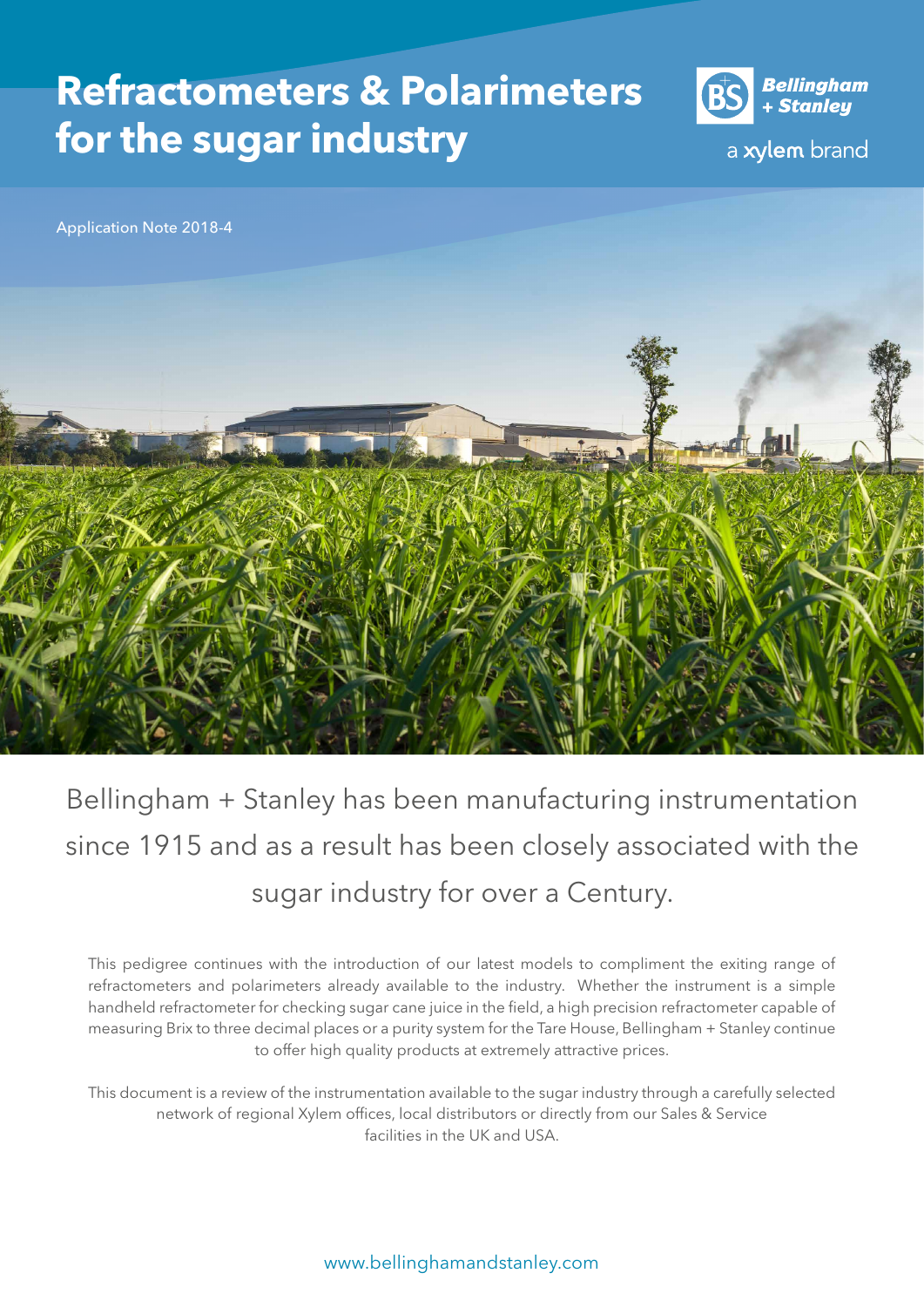# Refractometers & Polarimeters for the sugar industry

Bellingham + Stanley

a xylem brand

Application Note 2018-4

Bellingham + Stanley has been manufacturing instrumentation since 1915 and as a result has been closely associated with the sugar industry for over a Century.

This pedigree continues with the introduction of our latest models to compliment the exiting range of refractometers and polarimeters already available to the industry. Whether the instrument is a simple handheld refractometer for checking sugar cane juice in the field, a high precision refractometer capable of measuring Brix to three decimal places or a purity system for the Tare House, Bellingham + Stanley continue to offer high quality products at extremely attractive prices.

This document is a review of the instrumentation available to the sugar industry through a carefully selected network of regional Xylem offices, local distributors or directly from our Sales & Service facilities in the UK and USA.

www.bellinghamandstanley.com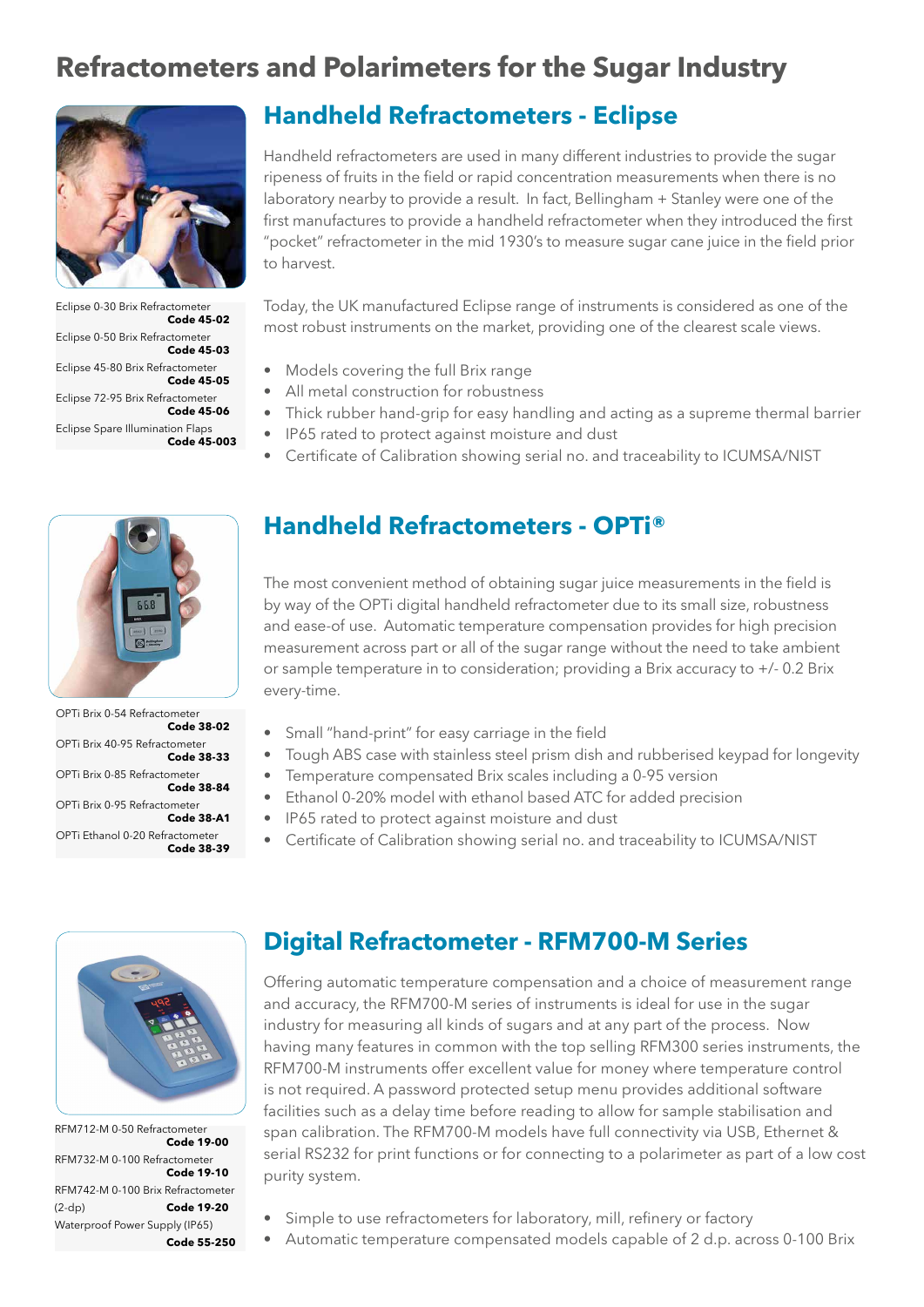# Refractometers and Polarimeters for the Sugar Industry

## Handheld Refractometers - Eclipse

Eclipse 0-30 Brix Refractometer **Code 45-02**
Eclipse 0-50 Brix Refractometer **Code 45-03**
Eclipse 45-80 Brix Refractometer **Code 45-05**
Eclipse 72-95 Brix Refractometer **Code 45-06**
Eclipse Spare Illumination Flaps **Code 45-003**

Handheld refractometers are used in many different industries to provide the sugar ripeness of fruits in the field or rapid concentration measurements when there is no laboratory nearby to provide a result. In fact, Bellingham + Stanley were one of the first manufactures to provide a handheld refractometer when they introduced the first "pocket" refractometer in the mid 1930's to measure sugar cane juice in the field prior to harvest.

Today, the UK manufactured Eclipse range of instruments is considered as one of the most robust instruments on the market, providing one of the clearest scale views.

- Models covering the full Brix range
- All metal construction for robustness
- Thick rubber hand-grip for easy handling and acting as a supreme thermal barrier
- IP65 rated to protect against moisture and dust
- Certificate of Calibration showing serial no. and traceability to ICUMSA/NIST

## Handheld Refractometers - OPTi®

OPTi Brix 0-54 Refractometer **Code 38-02**
OPTi Brix 40-95 Refractometer **Code 38-33**
OPTi Brix 0-85 Refractometer **Code 38-84**
OPTi Brix 0-95 Refractometer **Code 38-A1**
OPTi Ethanol 0-20 Refractometer **Code 38-39**

The most convenient method of obtaining sugar juice measurements in the field is by way of the OPTi digital handheld refractometer due to its small size, robustness and ease-of use. Automatic temperature compensation provides for high precision measurement across part or all of the sugar range without the need to take ambient or sample temperature in to consideration; providing a Brix accuracy to +/- 0.2 Brix every-time.

- Small "hand-print" for easy carriage in the field
- Tough ABS case with stainless steel prism dish and rubberised keypad for longevity
- Temperature compensated Brix scales including a 0-95 version
- Ethanol 0-20% model with ethanol based ATC for added precision
- IP65 rated to protect against moisture and dust
- Certificate of Calibration showing serial no. and traceability to ICUMSA/NIST

## Digital Refractometer - RFM700-M Series

RFM712-M 0-50 Refractometer **Code 19-00**
RFM732-M 0-100 Refractometer **Code 19-10**
RFM742-M 0-100 Brix Refractometer (2-dp) **Code 19-20**
Waterproof Power Supply (IP65) **Code 55-250**

Offering automatic temperature compensation and a choice of measurement range and accuracy, the RFM700-M series of instruments is ideal for use in the sugar industry for measuring all kinds of sugars and at any part of the process. Now having many features in common with the top selling RFM300 series instruments, the RFM700-M instruments offer excellent value for money where temperature control is not required. A password protected setup menu provides additional software facilities such as a delay time before reading to allow for sample stabilisation and span calibration. The RFM700-M models have full connectivity via USB, Ethernet & serial RS232 for print functions or for connecting to a polarimeter as part of a low cost purity system.

- Simple to use refractometers for laboratory, mill, refinery or factory
- Automatic temperature compensated models capable of 2 d.p. across 0-100 Brix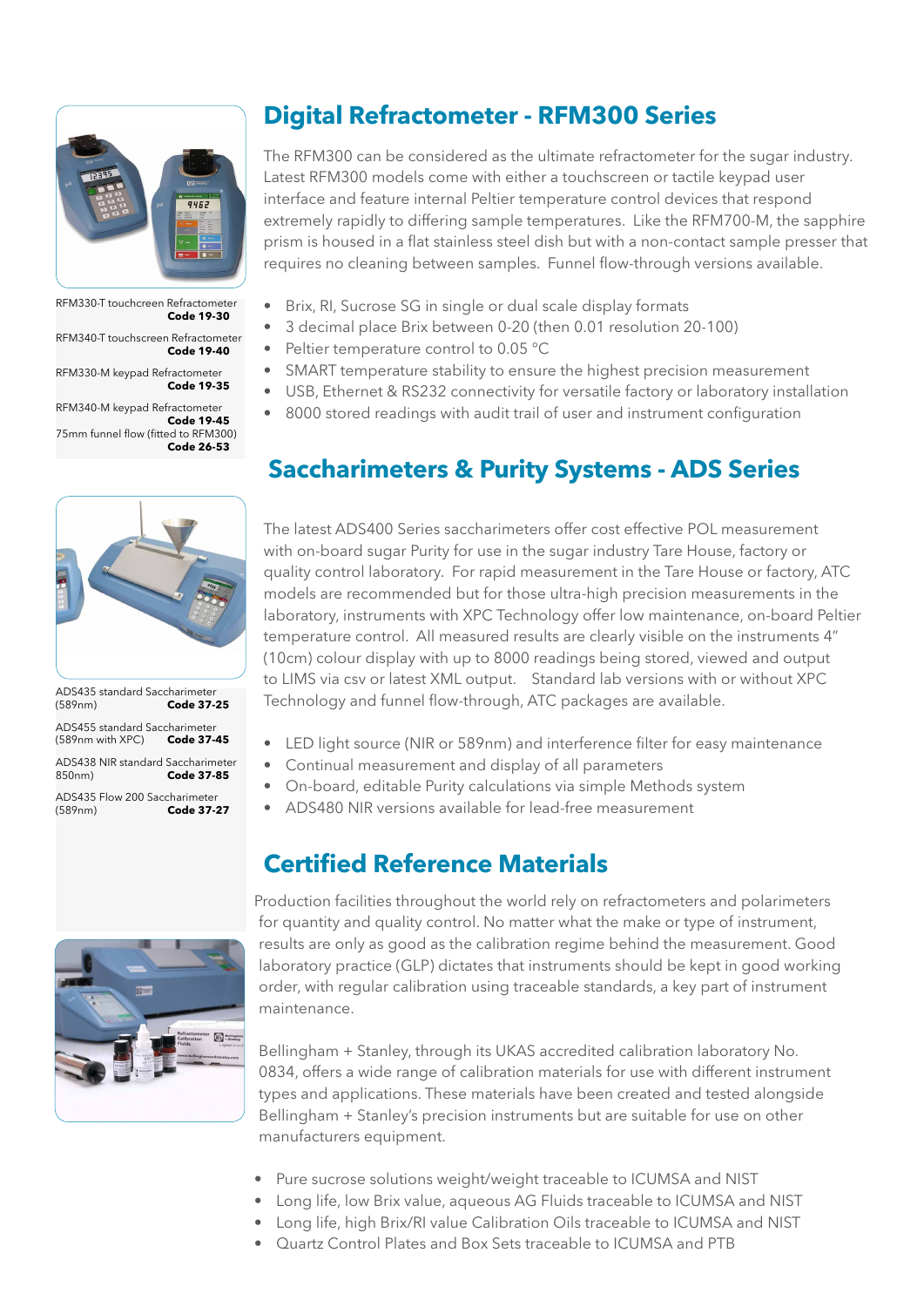RFM330-T touchcreen Refractometer **Code 19-30**

RFM340-T touchscreen Refractometer **Code 19-40**

RFM330-M keypad Refractometer **Code 19-35**

RFM340-M keypad Refractometer **Code 19-45**

75mm funnel flow (fitted to RFM300) **Code 26-53**

## Digital Refractometer - RFM300 Series

The RFM300 can be considered as the ultimate refractometer for the sugar industry. Latest RFM300 models come with either a touchscreen or tactile keypad user interface and feature internal Peltier temperature control devices that respond extremely rapidly to differing sample temperatures. Like the RFM700-M, the sapphire prism is housed in a flat stainless steel dish but with a non-contact sample presser that requires no cleaning between samples. Funnel flow-through versions available.

- Brix, RI, Sucrose SG in single or dual scale display formats
- 3 decimal place Brix between 0-20 (then 0.01 resolution 20-100)
- Peltier temperature control to 0.05 °C
- SMART temperature stability to ensure the highest precision measurement
- USB, Ethernet & RS232 connectivity for versatile factory or laboratory installation
- 8000 stored readings with audit trail of user and instrument configuration

ADS435 standard Saccharimeter (589nm) **Code 37-25**

ADS455 standard Saccharimeter (589nm with XPC) **Code 37-45**

ADS438 NIR standard Saccharimeter 850nm) **Code 37-85**

ADS435 Flow 200 Saccharimeter (589nm) **Code 37-27**

## Saccharimeters & Purity Systems - ADS Series

The latest ADS400 Series saccharimeters offer cost effective POL measurement with on-board sugar Purity for use in the sugar industry Tare House, factory or quality control laboratory. For rapid measurement in the Tare House or factory, ATC models are recommended but for those ultra-high precision measurements in the laboratory, instruments with XPC Technology offer low maintenance, on-board Peltier temperature control. All measured results are clearly visible on the instruments 4" (10cm) colour display with up to 8000 readings being stored, viewed and output to LIMS via csv or latest XML output. Standard lab versions with or without XPC Technology and funnel flow-through, ATC packages are available.

- LED light source (NIR or 589nm) and interference filter for easy maintenance
- Continual measurement and display of all parameters
- On-board, editable Purity calculations via simple Methods system
- ADS480 NIR versions available for lead-free measurement

## Certified Reference Materials

Production facilities throughout the world rely on refractometers and polarimeters for quantity and quality control. No matter what the make or type of instrument, results are only as good as the calibration regime behind the measurement. Good laboratory practice (GLP) dictates that instruments should be kept in good working order, with regular calibration using traceable standards, a key part of instrument maintenance.

Bellingham + Stanley, through its UKAS accredited calibration laboratory No. 0834, offers a wide range of calibration materials for use with different instrument types and applications. These materials have been created and tested alongside Bellingham + Stanley's precision instruments but are suitable for use on other manufacturers equipment.

- Pure sucrose solutions weight/weight traceable to ICUMSA and NIST
- Long life, low Brix value, aqueous AG Fluids traceable to ICUMSA and NIST
- Long life, high Brix/RI value Calibration Oils traceable to ICUMSA and NIST
- Quartz Control Plates and Box Sets traceable to ICUMSA and PTB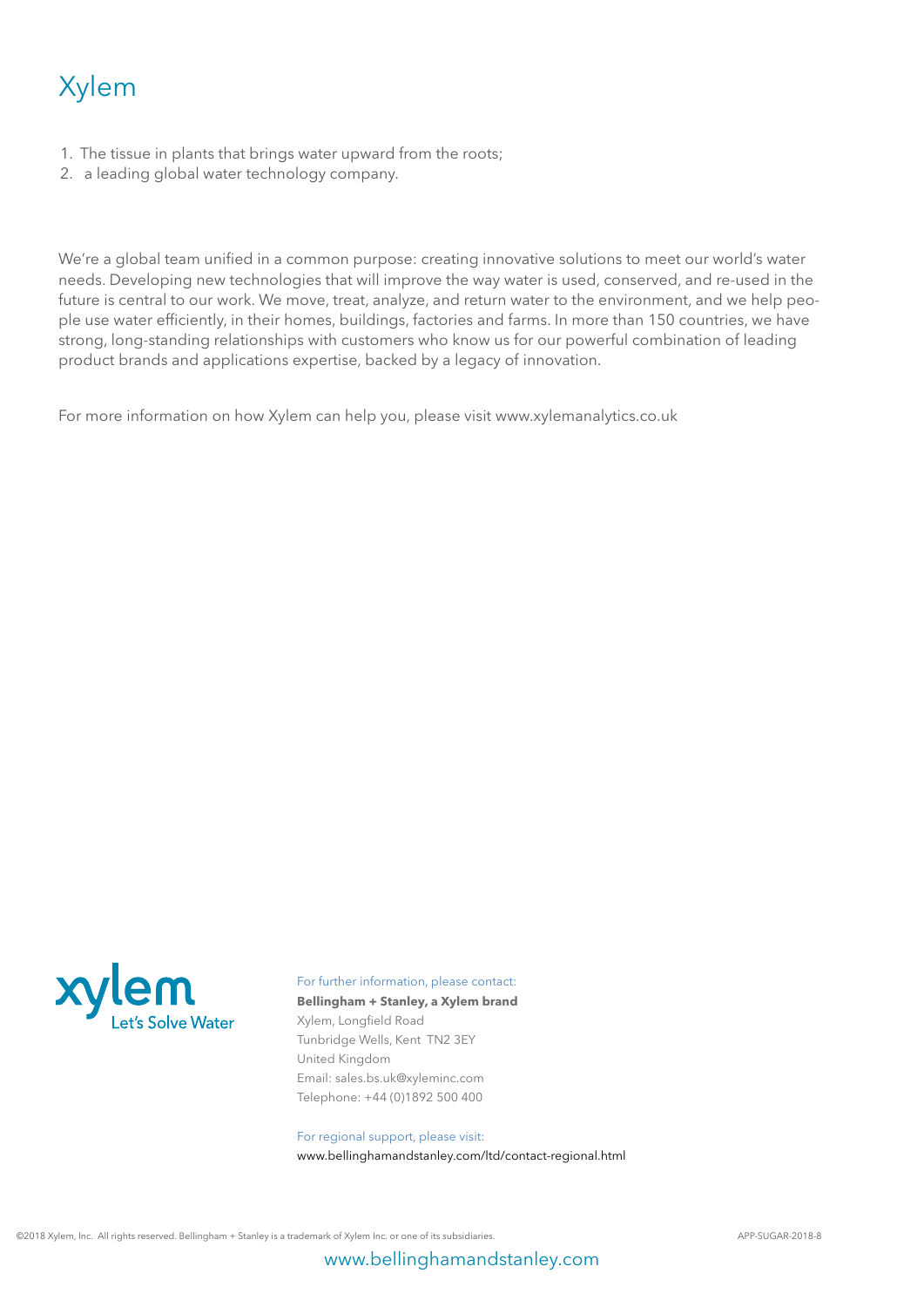# Xylem

1. The tissue in plants that brings water upward from the roots;
2. a leading global water technology company.

We're a global team unified in a common purpose: creating innovative solutions to meet our world's water needs. Developing new technologies that will improve the way water is used, conserved, and re-used in the future is central to our work. We move, treat, analyze, and return water to the environment, and we help people use water efficiently, in their homes, buildings, factories and farms. In more than 150 countries, we have strong, long-standing relationships with customers who know us for our powerful combination of leading product brands and applications expertise, backed by a legacy of innovation.

For more information on how Xylem can help you, please visit www.xylemanalytics.co.uk

xylem
Let's Solve Water

For further information, please contact:

**Bellingham + Stanley, a Xylem brand**
Xylem, Longfield Road
Tunbridge Wells, Kent TN2 3EY
United Kingdom
Email: sales.bs.uk@xyleminc.com
Telephone: +44 (0)1892 500 400

For regional support, please visit:
www.bellinghamandstanley.com/ltd/contact-regional.html

©2018 Xylem, Inc. All rights reserved. Bellingham + Stanley is a trademark of Xylem Inc. or one of its subsidiaries.

APP-SUGAR-2018-8

www.bellinghamandstanley.com